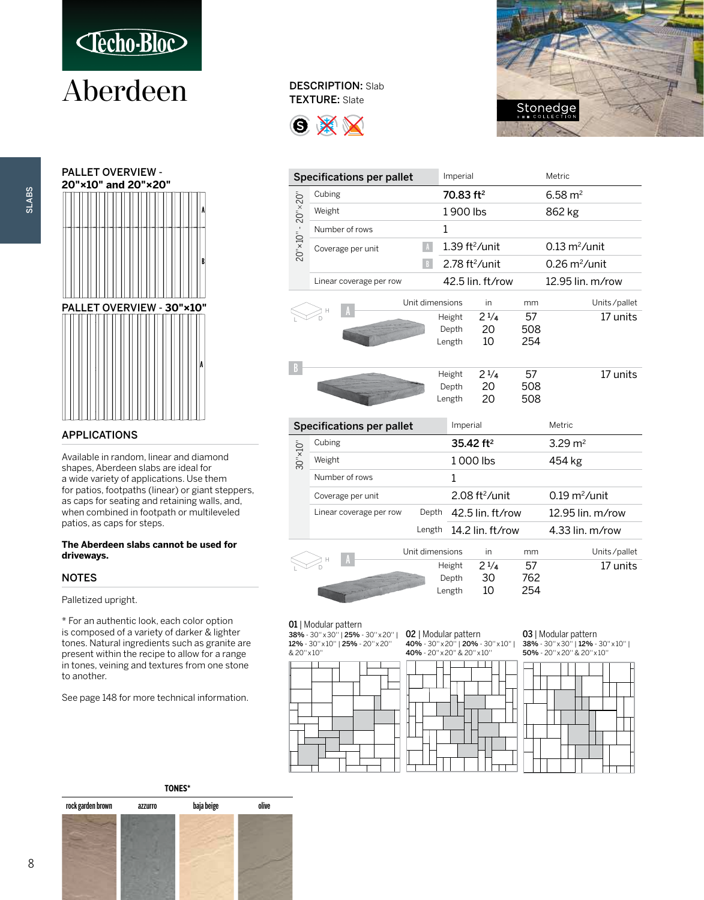# Aberdeen

**DESCRIPTION:** Slab
**TEXTURE:** Slate

Stonedge COLLECTION

SLABS

## PALLET OVERVIEW - 20"×10" and 20"×20"

## PALLET OVERVIEW - 30"×10"

## APPLICATIONS

Available in random, linear and diamond shapes, Aberdeen slabs are ideal for a wide variety of applications. Use them for patios, footpaths (linear) or giant steppers, as caps for seating and retaining walls, and, when combined in footpath or multileveled patios, as caps for steps.

**The Aberdeen slabs cannot be used for driveways.**

## NOTES

Palletized upright.

* For an authentic look, each color option is composed of a variety of darker & lighter tones. Natural ingredients such as granite are present within the recipe to allow for a range in tones, veining and textures from one stone to another.

See page 148 for more technical information.

### Specifications per pallet — 20"×10" - 20"×20"

| | | Imperial | Metric |
|---|---|---|---|
| Cubing | | **70.83 ft²** | 6.58 m² |
| Weight | | 1 900 lbs | 862 kg |
| Number of rows | | 1 | |
| Coverage per unit | A | 1.39 ft²/unit | 0.13 m²/unit |
| | B | 2.78 ft²/unit | 0.26 m²/unit |
| Linear coverage per row | | 42.5 lin. ft/row | 12.95 lin. m/row |

| Unit | Unit dimensions | in | mm | Units/pallet |
|---|---|---|---|---|
| A | Height | 2 1/4 | 57 | 17 units |
| | Depth | 20 | 508 | |
| | Length | 10 | 254 | |
| B | Height | 2 1/4 | 57 | 17 units |
| | Depth | 20 | 508 | |
| | Length | 20 | 508 | |

### Specifications per pallet — 30"×10"

| | | Imperial | Metric |
|---|---|---|---|
| Cubing | | **35.42 ft²** | 3.29 m² |
| Weight | | 1 000 lbs | 454 kg |
| Number of rows | | 1 | |
| Coverage per unit | | 2.08 ft²/unit | 0.19 m²/unit |
| Linear coverage per row | Depth | 42.5 lin. ft/row | 12.95 lin. m/row |
| | Length | 14.2 lin. ft/row | 4.33 lin. m/row |

| Unit | Unit dimensions | in | mm | Units/pallet |
|---|---|---|---|---|
| A | Height | 2 1/4 | 57 | 17 units |
| | Depth | 30 | 762 | |
| | Length | 10 | 254 | |

**01** | Modular pattern
**38%** - 30"x30" | **25%** - 30"x20" | **12%** - 30"x10" | **25%** - 20"x20" & 20"x10"

**02** | Modular pattern
**40%** - 30"x20" | **20%** - 30"x10" | **40%** - 20"x20" & 20"x10"

**03** | Modular pattern
**38%** - 30"x30" | **12%** - 30"x10" | **50%** - 20"x20" & 20"x10"

**TONES***

rock garden brown | azzurro | baja beige | olive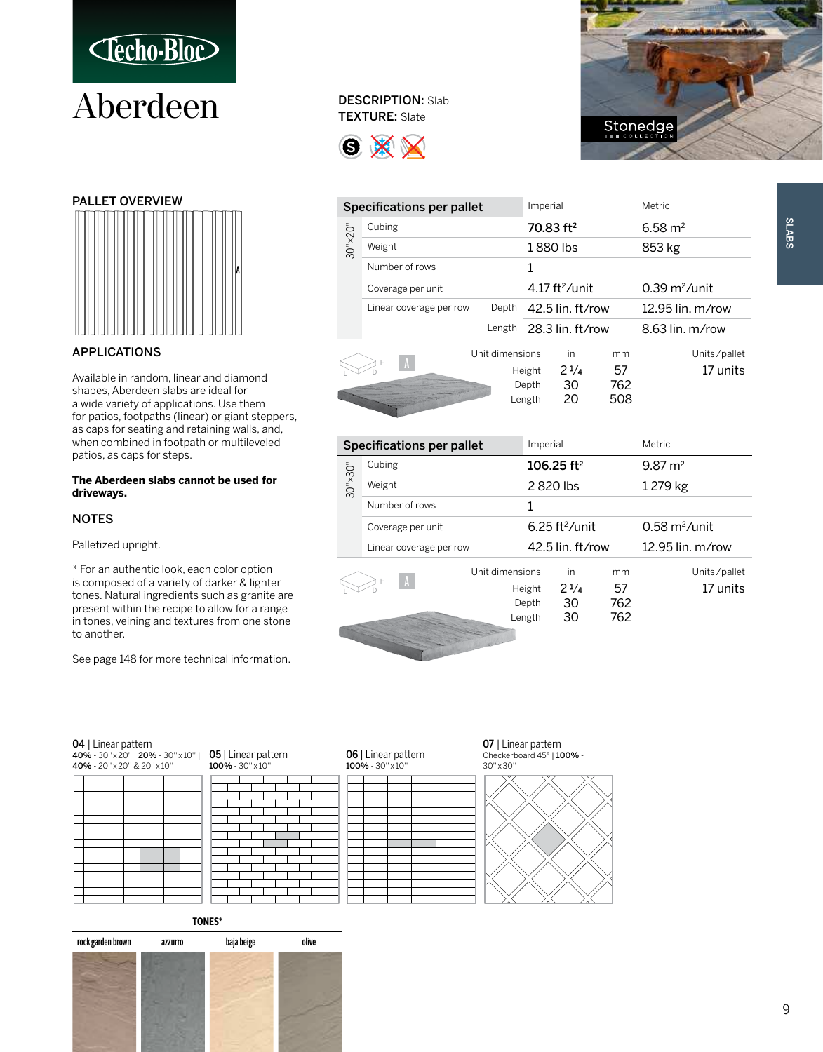Techo-Bloc

# Aberdeen

**DESCRIPTION:** Slab
**TEXTURE:** Slate

Stonedge COLLECTION

SLABS

## PALLET OVERVIEW

A

## APPLICATIONS

Available in random, linear and diamond shapes, Aberdeen slabs are ideal for a wide variety of applications. Use them for patios, footpaths (linear) or giant steppers, as caps for seating and retaining walls, and, when combined in footpath or multileveled patios, as caps for steps.

**The Aberdeen slabs cannot be used for driveways.**

## NOTES

Palletized upright.

* For an authentic look, each color option is composed of a variety of darker & lighter tones. Natural ingredients such as granite are present within the recipe to allow for a range in tones, veining and textures from one stone to another.

See page 148 for more technical information.

| 30"x20" | Specifications per pallet | | Imperial | Metric |
|---|---|---|---|---|
| | Cubing | | **70.83 ft²** | 6.58 m² |
| | Weight | | 1 880 lbs | 853 kg |
| | Number of rows | | 1 | |
| | Coverage per unit | | 4.17 ft²/unit | 0.39 m²/unit |
| | Linear coverage per row | Depth | 42.5 lin. ft/row | 12.95 lin. m/row |
| | | Length | 28.3 lin. ft/row | 8.63 lin. m/row |

| Unit dimensions | in | mm | Units/pallet |
|---|---|---|---|
| Height | 2 1/4 | 57 | 17 units |
| Depth | 30 | 762 | |
| Length | 20 | 508 | |

| 30"x30" | Specifications per pallet | Imperial | Metric |
|---|---|---|---|
| | Cubing | **106.25 ft²** | 9.87 m² |
| | Weight | 2 820 lbs | 1 279 kg |
| | Number of rows | 1 | |
| | Coverage per unit | 6.25 ft²/unit | 0.58 m²/unit |
| | Linear coverage per row | 42.5 lin. ft/row | 12.95 lin. m/row |

| Unit dimensions | in | mm | Units/pallet |
|---|---|---|---|
| Height | 2 1/4 | 57 | 17 units |
| Depth | 30 | 762 | |
| Length | 30 | 762 | |

**04** | Linear pattern
**40%** - 30"x20" | **20%** - 30"x10" | **40%** - 20"x20" & 20"x10"

**05** | Linear pattern
**100%** - 30"x10"

**06** | Linear pattern
**100%** - 30"x10"

**07** | Linear pattern
Checkerboard 45° | **100%** - 30"x30"

**TONES***

rock garden brown | azzurro | baja beige | olive